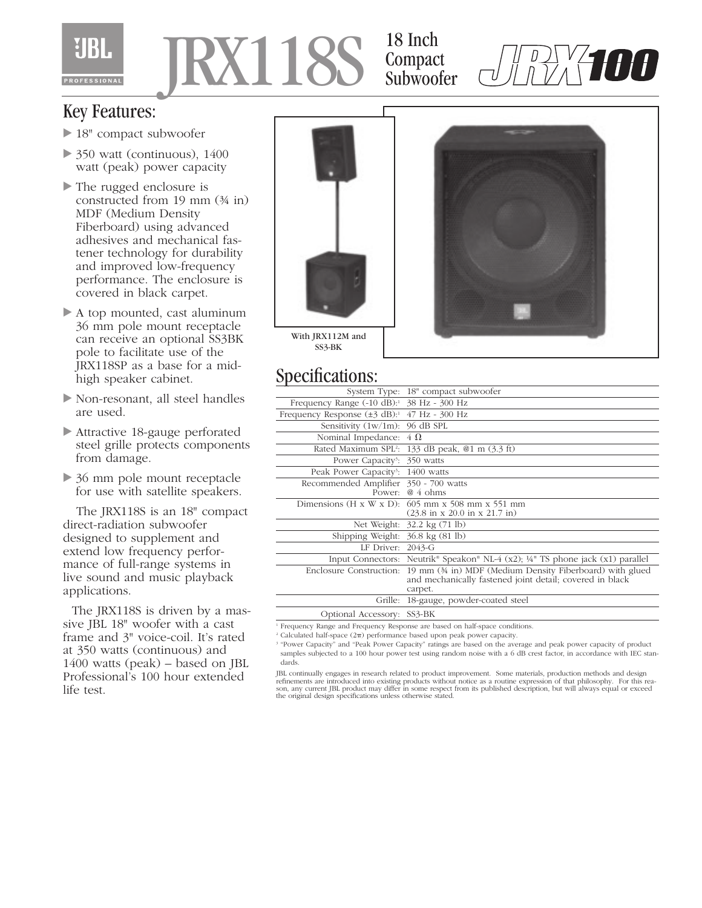# JRX118S 18 Inch Compact Subwoofer

JBL PROFESSIONAL

JRX100

## Key Features:

- 18" compact subwoofer
- 350 watt (continuous), 1400 watt (peak) power capacity
- The rugged enclosure is constructed from 19 mm (¾ in) MDF (Medium Density Fiberboard) using advanced adhesives and mechanical fastener technology for durability and improved low-frequency performance. The enclosure is covered in black carpet.
- A top mounted, cast aluminum 36 mm pole mount receptacle can receive an optional SS3BK pole to facilitate use of the JRX118SP as a base for a mid-high speaker cabinet.
- Non-resonant, all steel handles are used.
- Attractive 18-gauge perforated steel grille protects components from damage.
- 36 mm pole mount receptacle for use with satellite speakers.

The JRX118S is an 18" compact direct-radiation subwoofer designed to supplement and extend low frequency performance of full-range systems in live sound and music playback applications.

The JRX118S is driven by a massive JBL 18" woofer with a cast frame and 3" voice-coil. It's rated at 350 watts (continuous) and 1400 watts (peak) – based on JBL Professional's 100 hour extended life test.

With JRX112M and SS3-BK

## Specifications:

| | |
|---|---|
| System Type: | 18" compact subwoofer |
| Frequency Range (-10 dB):[1] | 38 Hz - 300 Hz |
| Frequency Response (±3 dB):[1] | 47 Hz - 300 Hz |
| Sensitivity (1w/1m): | 96 dB SPL |
| Nominal Impedance: | 4 Ω |
| Rated Maximum SPL[2]: | 133 dB peak, @1 m (3.3 ft) |
| Power Capacity[3]: | 350 watts |
| Peak Power Capacity[3]: | 1400 watts |
| Recommended Amplifier Power: | 350 - 700 watts @ 4 ohms |
| Dimensions (H x W x D): | 605 mm x 508 mm x 551 mm (23.8 in x 20.0 in x 21.7 in) |
| Net Weight: | 32.2 kg (71 lb) |
| Shipping Weight: | 36.8 kg (81 lb) |
| LF Driver: | 2043-G |
| Input Connectors: | Neutrik® Speakon® NL-4 (x2); ¼" TS phone jack (x1) parallel |
| Enclosure Construction: | 19 mm (¾ in) MDF (Medium Density Fiberboard) with glued and mechanically fastened joint detail; covered in black carpet. |
| Grille: | 18-gauge, powder-coated steel |
| Optional Accessory: | SS3-BK |

[1] Frequency Range and Frequency Response are based on half-space conditions.
[2] Calculated half-space ($2\pi$) performance based upon peak power capacity.
[3] "Power Capacity" and "Peak Power Capacity" ratings are based on the average and peak power capacity of product samples subjected to a 100 hour power test using random noise with a 6 dB crest factor, in accordance with IEC standards.

JBL continually engages in research related to product improvement. Some materials, production methods and design refinements are introduced into existing products without notice as a routine expression of that philosophy. For this reason, any current JBL product may differ in some respect from its published description, but will always equal or exceed the original design specifications unless otherwise stated.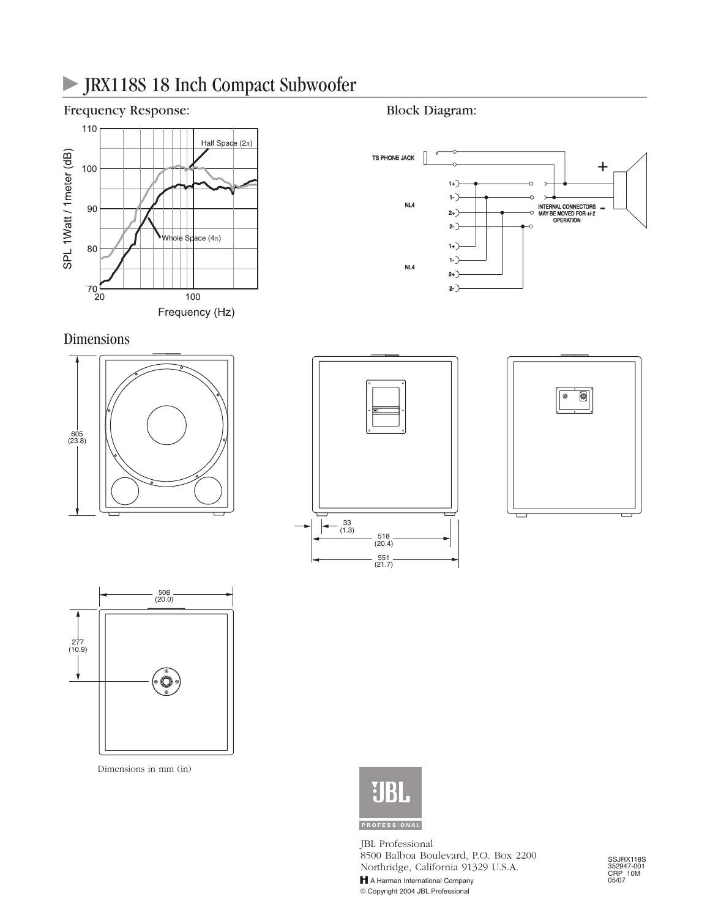# ▶ JRX118S 18 Inch Compact Subwoofer

## Frequency Response:

110
100
90
80
70
SPL 1Watt / 1meter (dB)
20
100
Frequency (Hz)
Half Space (2π)
Whole Space (4π)

## Block Diagram:

TS PHONE JACK
NL4
1+
1-
2+
2-
NL4
1+
1-
2+
2-
INTERNAL CONNECTORS MAY BE MOVED FOR +/-2 OPERATION
+
-

## Dimensions

605 (23.8)

33 (1.3)

518 (20.4)

551 (21.7)

508 (20.0)

277 (10.9)

Dimensions in mm (in)

JBL PROFESSIONAL

JBL Professional
8500 Balboa Boulevard, P.O. Box 2200
Northridge, California 91329 U.S.A.

A Harman International Company

© Copyright 2004 JBL Professional

SSJRX118S
352947-001
CRP 10M
05/07